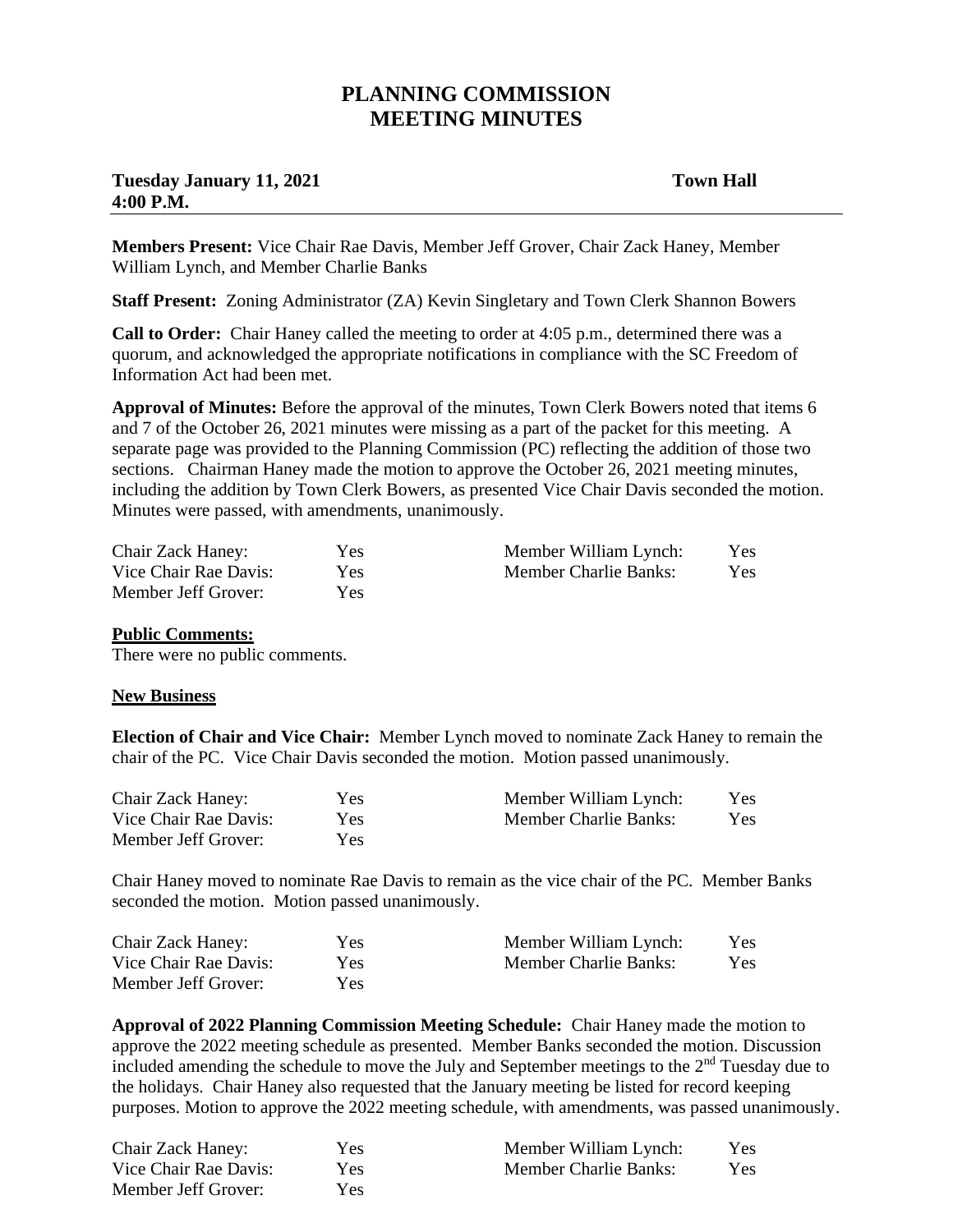# PLANNING COMMISSION MEETING MINUTES

**Tuesday January 11, 2021** **Town Hall**
**4:00 P.M.**

---

**Members Present:** Vice Chair Rae Davis, Member Jeff Grover, Chair Zack Haney, Member William Lynch, and Member Charlie Banks

**Staff Present:** Zoning Administrator (ZA) Kevin Singletary and Town Clerk Shannon Bowers

**Call to Order:** Chair Haney called the meeting to order at 4:05 p.m., determined there was a quorum, and acknowledged the appropriate notifications in compliance with the SC Freedom of Information Act had been met.

**Approval of Minutes:** Before the approval of the minutes, Town Clerk Bowers noted that items 6 and 7 of the October 26, 2021 minutes were missing as a part of the packet for this meeting. A separate page was provided to the Planning Commission (PC) reflecting the addition of those two sections. Chairman Haney made the motion to approve the October 26, 2021 meeting minutes, including the addition by Town Clerk Bowers, as presented Vice Chair Davis seconded the motion. Minutes were passed, with amendments, unanimously.

| | | | |
|---|---|---|---|
| Chair Zack Haney: | Yes | Member William Lynch: | Yes |
| Vice Chair Rae Davis: | Yes | Member Charlie Banks: | Yes |
| Member Jeff Grover: | Yes | | |

**Public Comments:**

There were no public comments.

**New Business**

**Election of Chair and Vice Chair:** Member Lynch moved to nominate Zack Haney to remain the chair of the PC. Vice Chair Davis seconded the motion. Motion passed unanimously.

| | | | |
|---|---|---|---|
| Chair Zack Haney: | Yes | Member William Lynch: | Yes |
| Vice Chair Rae Davis: | Yes | Member Charlie Banks: | Yes |
| Member Jeff Grover: | Yes | | |

Chair Haney moved to nominate Rae Davis to remain as the vice chair of the PC. Member Banks seconded the motion. Motion passed unanimously.

| | | | |
|---|---|---|---|
| Chair Zack Haney: | Yes | Member William Lynch: | Yes |
| Vice Chair Rae Davis: | Yes | Member Charlie Banks: | Yes |
| Member Jeff Grover: | Yes | | |

**Approval of 2022 Planning Commission Meeting Schedule:** Chair Haney made the motion to approve the 2022 meeting schedule as presented. Member Banks seconded the motion. Discussion included amending the schedule to move the July and September meetings to the 2nd Tuesday due to the holidays. Chair Haney also requested that the January meeting be listed for record keeping purposes. Motion to approve the 2022 meeting schedule, with amendments, was passed unanimously.

| | | | |
|---|---|---|---|
| Chair Zack Haney: | Yes | Member William Lynch: | Yes |
| Vice Chair Rae Davis: | Yes | Member Charlie Banks: | Yes |
| Member Jeff Grover: | Yes | | |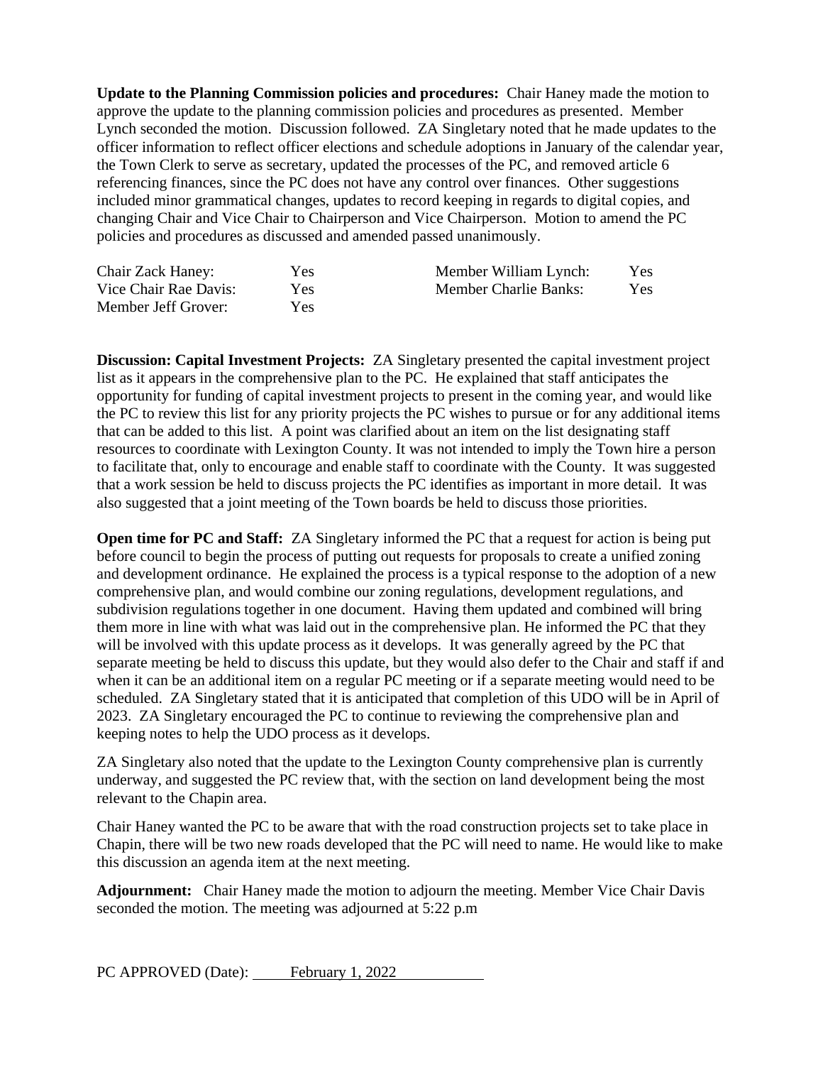**Update to the Planning Commission policies and procedures:** Chair Haney made the motion to approve the update to the planning commission policies and procedures as presented. Member Lynch seconded the motion. Discussion followed. ZA Singletary noted that he made updates to the officer information to reflect officer elections and schedule adoptions in January of the calendar year, the Town Clerk to serve as secretary, updated the processes of the PC, and removed article 6 referencing finances, since the PC does not have any control over finances. Other suggestions included minor grammatical changes, updates to record keeping in regards to digital copies, and changing Chair and Vice Chair to Chairperson and Vice Chairperson. Motion to amend the PC policies and procedures as discussed and amended passed unanimously.

| | | | |
|---|---|---|---|
| Chair Zack Haney: | Yes | Member William Lynch: | Yes |
| Vice Chair Rae Davis: | Yes | Member Charlie Banks: | Yes |
| Member Jeff Grover: | Yes | | |

**Discussion: Capital Investment Projects:** ZA Singletary presented the capital investment project list as it appears in the comprehensive plan to the PC. He explained that staff anticipates the opportunity for funding of capital investment projects to present in the coming year, and would like the PC to review this list for any priority projects the PC wishes to pursue or for any additional items that can be added to this list. A point was clarified about an item on the list designating staff resources to coordinate with Lexington County. It was not intended to imply the Town hire a person to facilitate that, only to encourage and enable staff to coordinate with the County. It was suggested that a work session be held to discuss projects the PC identifies as important in more detail. It was also suggested that a joint meeting of the Town boards be held to discuss those priorities.

**Open time for PC and Staff:** ZA Singletary informed the PC that a request for action is being put before council to begin the process of putting out requests for proposals to create a unified zoning and development ordinance. He explained the process is a typical response to the adoption of a new comprehensive plan, and would combine our zoning regulations, development regulations, and subdivision regulations together in one document. Having them updated and combined will bring them more in line with what was laid out in the comprehensive plan. He informed the PC that they will be involved with this update process as it develops. It was generally agreed by the PC that separate meeting be held to discuss this update, but they would also defer to the Chair and staff if and when it can be an additional item on a regular PC meeting or if a separate meeting would need to be scheduled. ZA Singletary stated that it is anticipated that completion of this UDO will be in April of 2023. ZA Singletary encouraged the PC to continue to reviewing the comprehensive plan and keeping notes to help the UDO process as it develops.

ZA Singletary also noted that the update to the Lexington County comprehensive plan is currently underway, and suggested the PC review that, with the section on land development being the most relevant to the Chapin area.

Chair Haney wanted the PC to be aware that with the road construction projects set to take place in Chapin, there will be two new roads developed that the PC will need to name. He would like to make this discussion an agenda item at the next meeting.

**Adjournment:** Chair Haney made the motion to adjourn the meeting. Member Vice Chair Davis seconded the motion. The meeting was adjourned at 5:22 p.m

PC APPROVED (Date): February 1, 2022